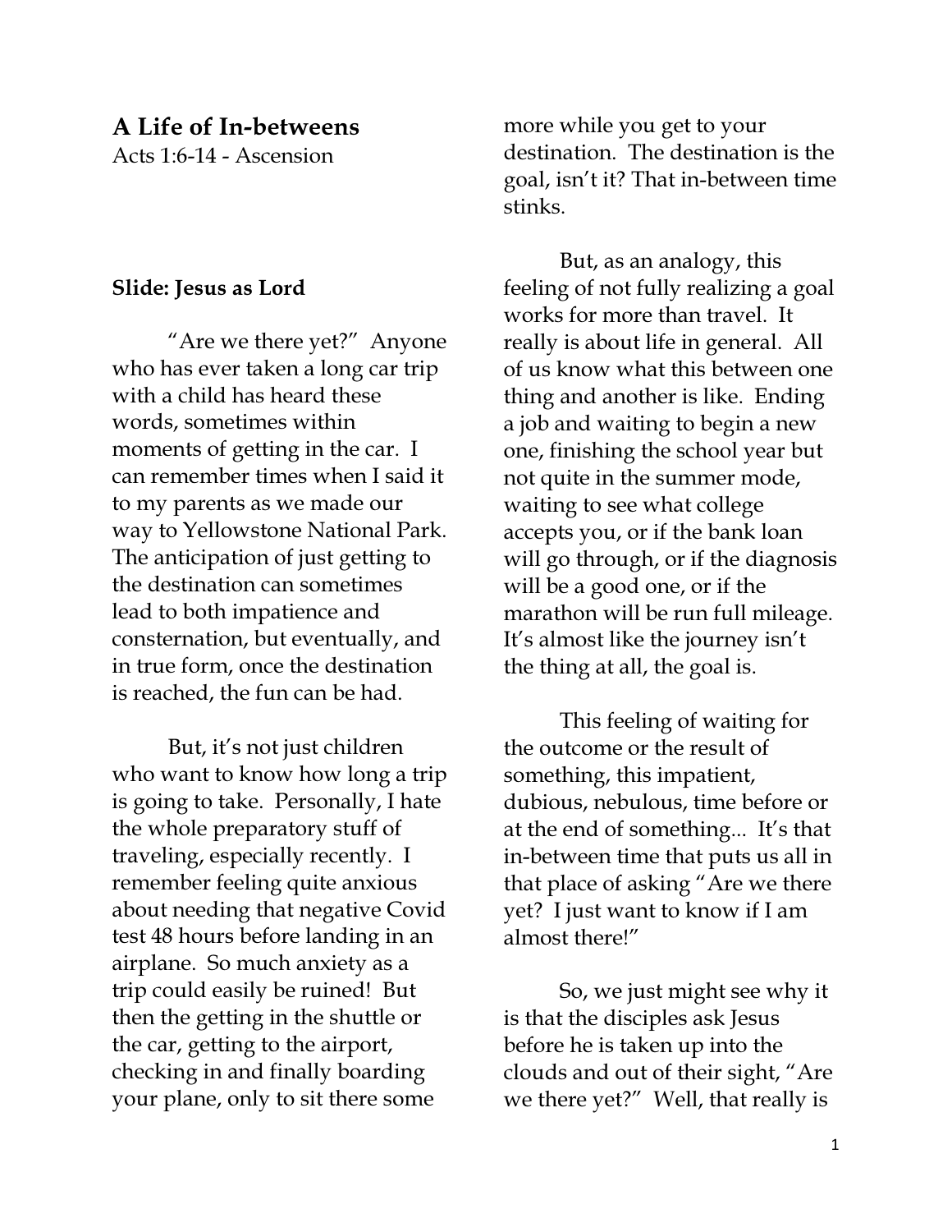# A Life of In-betweens

Acts 1:6-14 - Ascension

**Slide: Jesus as Lord**

"Are we there yet?" Anyone who has ever taken a long car trip with a child has heard these words, sometimes within moments of getting in the car. I can remember times when I said it to my parents as we made our way to Yellowstone National Park. The anticipation of just getting to the destination can sometimes lead to both impatience and consternation, but eventually, and in true form, once the destination is reached, the fun can be had.

But, it's not just children who want to know how long a trip is going to take. Personally, I hate the whole preparatory stuff of traveling, especially recently. I remember feeling quite anxious about needing that negative Covid test 48 hours before landing in an airplane. So much anxiety as a trip could easily be ruined! But then the getting in the shuttle or the car, getting to the airport, checking in and finally boarding your plane, only to sit there some more while you get to your destination. The destination is the goal, isn't it? That in-between time stinks.

But, as an analogy, this feeling of not fully realizing a goal works for more than travel. It really is about life in general. All of us know what this between one thing and another is like. Ending a job and waiting to begin a new one, finishing the school year but not quite in the summer mode, waiting to see what college accepts you, or if the bank loan will go through, or if the diagnosis will be a good one, or if the marathon will be run full mileage. It's almost like the journey isn't the thing at all, the goal is.

This feeling of waiting for the outcome or the result of something, this impatient, dubious, nebulous, time before or at the end of something... It's that in-between time that puts us all in that place of asking "Are we there yet? I just want to know if I am almost there!"

So, we just might see why it is that the disciples ask Jesus before he is taken up into the clouds and out of their sight, "Are we there yet?" Well, that really is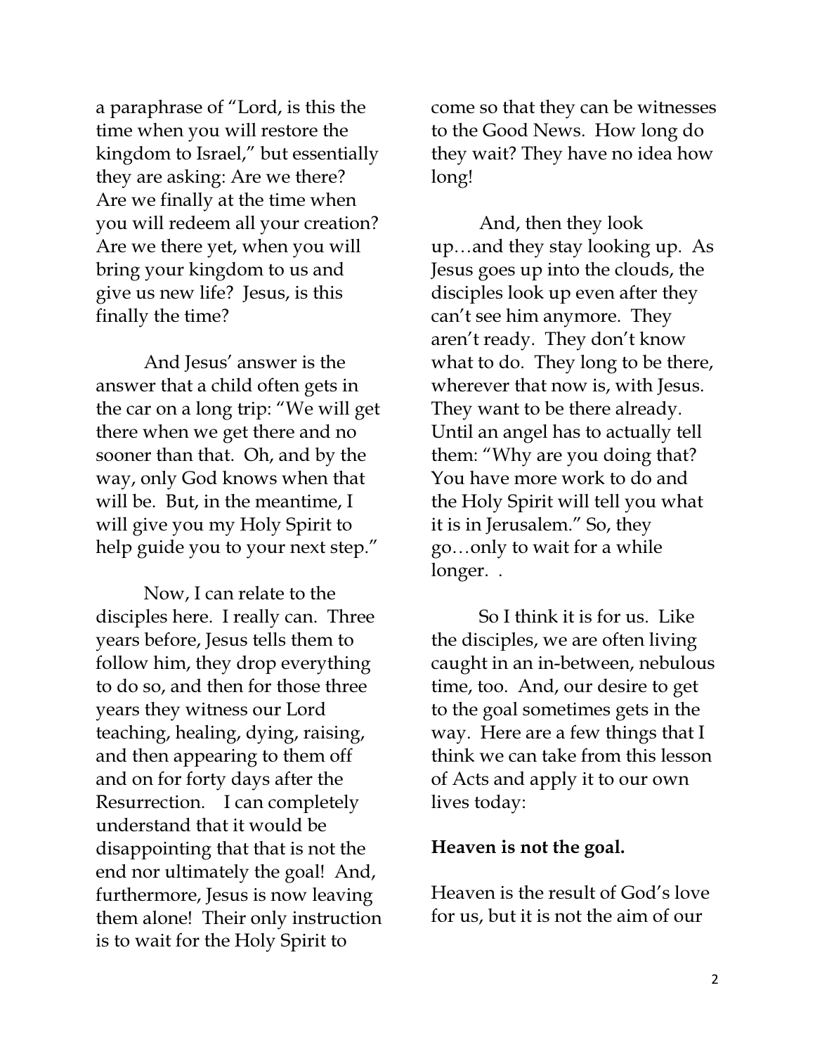a paraphrase of "Lord, is this the time when you will restore the kingdom to Israel," but essentially they are asking: Are we there? Are we finally at the time when you will redeem all your creation? Are we there yet, when you will bring your kingdom to us and give us new life? Jesus, is this finally the time?

And Jesus' answer is the answer that a child often gets in the car on a long trip: "We will get there when we get there and no sooner than that. Oh, and by the way, only God knows when that will be. But, in the meantime, I will give you my Holy Spirit to help guide you to your next step."

Now, I can relate to the disciples here. I really can. Three years before, Jesus tells them to follow him, they drop everything to do so, and then for those three years they witness our Lord teaching, healing, dying, raising, and then appearing to them off and on for forty days after the Resurrection. I can completely understand that it would be disappointing that that is not the end nor ultimately the goal! And, furthermore, Jesus is now leaving them alone! Their only instruction is to wait for the Holy Spirit to come so that they can be witnesses to the Good News. How long do they wait? They have no idea how long!

And, then they look up…and they stay looking up. As Jesus goes up into the clouds, the disciples look up even after they can't see him anymore. They aren't ready. They don't know what to do. They long to be there, wherever that now is, with Jesus. They want to be there already. Until an angel has to actually tell them: "Why are you doing that? You have more work to do and the Holy Spirit will tell you what it is in Jerusalem." So, they go…only to wait for a while longer. .

So I think it is for us. Like the disciples, we are often living caught in an in-between, nebulous time, too. And, our desire to get to the goal sometimes gets in the way. Here are a few things that I think we can take from this lesson of Acts and apply it to our own lives today:

**Heaven is not the goal.**

Heaven is the result of God's love for us, but it is not the aim of our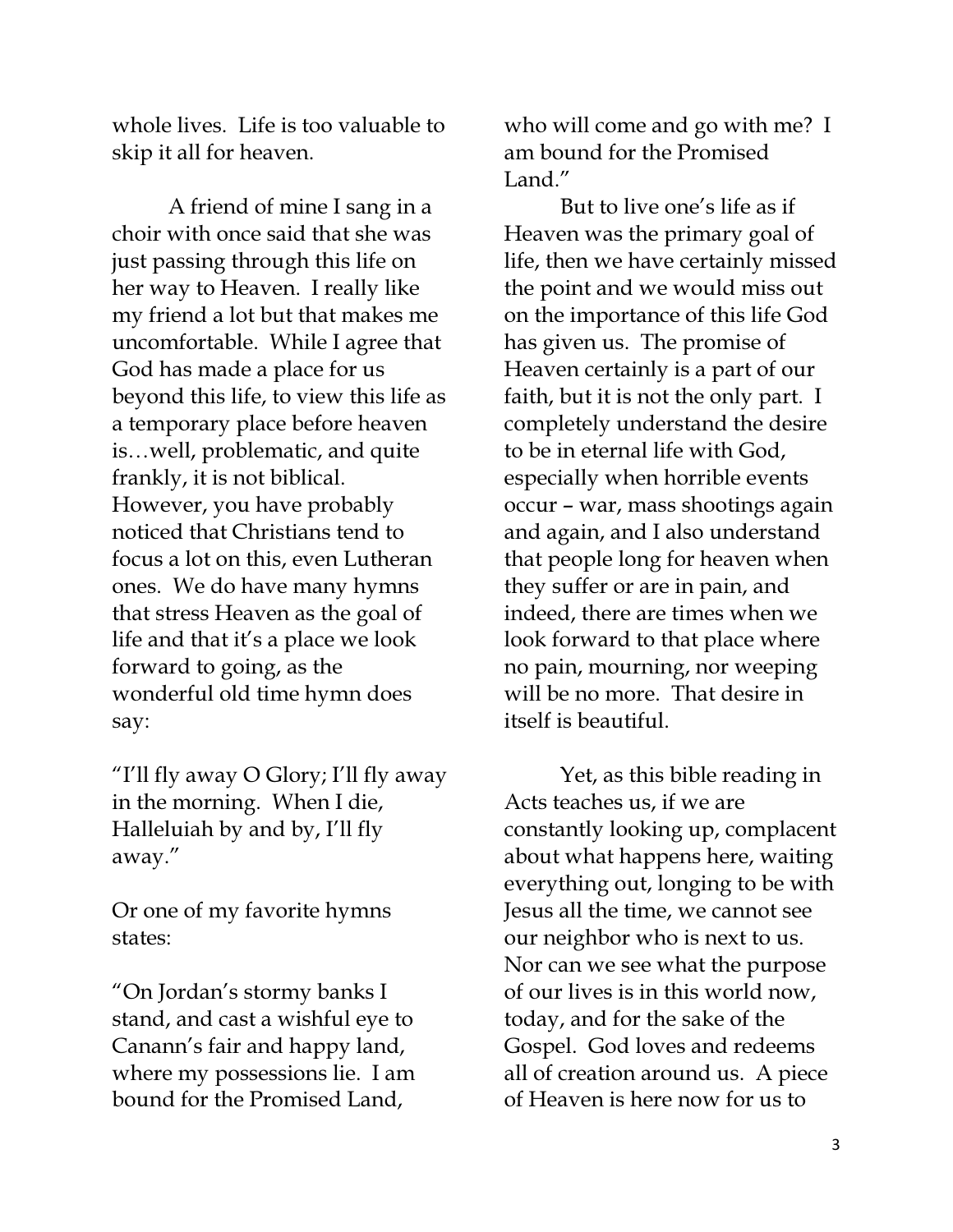whole lives. Life is too valuable to skip it all for heaven.

A friend of mine I sang in a choir with once said that she was just passing through this life on her way to Heaven. I really like my friend a lot but that makes me uncomfortable. While I agree that God has made a place for us beyond this life, to view this life as a temporary place before heaven is…well, problematic, and quite frankly, it is not biblical. However, you have probably noticed that Christians tend to focus a lot on this, even Lutheran ones. We do have many hymns that stress Heaven as the goal of life and that it's a place we look forward to going, as the wonderful old time hymn does say:

"I'll fly away O Glory; I'll fly away in the morning. When I die, Halleluiah by and by, I'll fly away."

Or one of my favorite hymns states:

"On Jordan's stormy banks I stand, and cast a wishful eye to Canann's fair and happy land, where my possessions lie. I am bound for the Promised Land, who will come and go with me? I am bound for the Promised Land."

But to live one's life as if Heaven was the primary goal of life, then we have certainly missed the point and we would miss out on the importance of this life God has given us. The promise of Heaven certainly is a part of our faith, but it is not the only part. I completely understand the desire to be in eternal life with God, especially when horrible events occur – war, mass shootings again and again, and I also understand that people long for heaven when they suffer or are in pain, and indeed, there are times when we look forward to that place where no pain, mourning, nor weeping will be no more. That desire in itself is beautiful.

Yet, as this bible reading in Acts teaches us, if we are constantly looking up, complacent about what happens here, waiting everything out, longing to be with Jesus all the time, we cannot see our neighbor who is next to us. Nor can we see what the purpose of our lives is in this world now, today, and for the sake of the Gospel. God loves and redeems all of creation around us. A piece of Heaven is here now for us to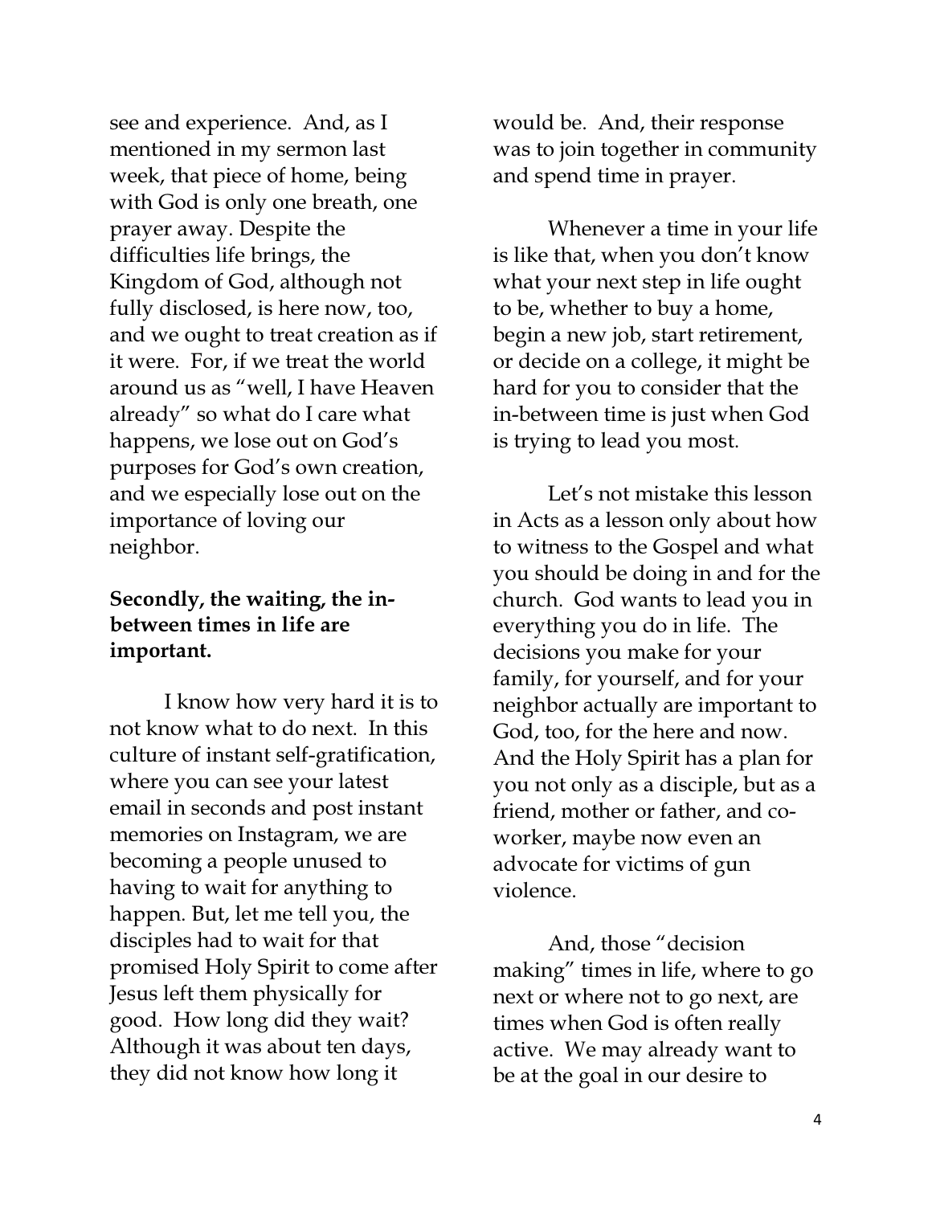see and experience. And, as I mentioned in my sermon last week, that piece of home, being with God is only one breath, one prayer away. Despite the difficulties life brings, the Kingdom of God, although not fully disclosed, is here now, too, and we ought to treat creation as if it were. For, if we treat the world around us as "well, I have Heaven already" so what do I care what happens, we lose out on God's purposes for God's own creation, and we especially lose out on the importance of loving our neighbor.

**Secondly, the waiting, the in-between times in life are important.**

I know how very hard it is to not know what to do next. In this culture of instant self-gratification, where you can see your latest email in seconds and post instant memories on Instagram, we are becoming a people unused to having to wait for anything to happen. But, let me tell you, the disciples had to wait for that promised Holy Spirit to come after Jesus left them physically for good. How long did they wait? Although it was about ten days, they did not know how long it would be. And, their response was to join together in community and spend time in prayer.

Whenever a time in your life is like that, when you don't know what your next step in life ought to be, whether to buy a home, begin a new job, start retirement, or decide on a college, it might be hard for you to consider that the in-between time is just when God is trying to lead you most.

Let's not mistake this lesson in Acts as a lesson only about how to witness to the Gospel and what you should be doing in and for the church. God wants to lead you in everything you do in life. The decisions you make for your family, for yourself, and for your neighbor actually are important to God, too, for the here and now. And the Holy Spirit has a plan for you not only as a disciple, but as a friend, mother or father, and co-worker, maybe now even an advocate for victims of gun violence.

And, those "decision making" times in life, where to go next or where not to go next, are times when God is often really active. We may already want to be at the goal in our desire to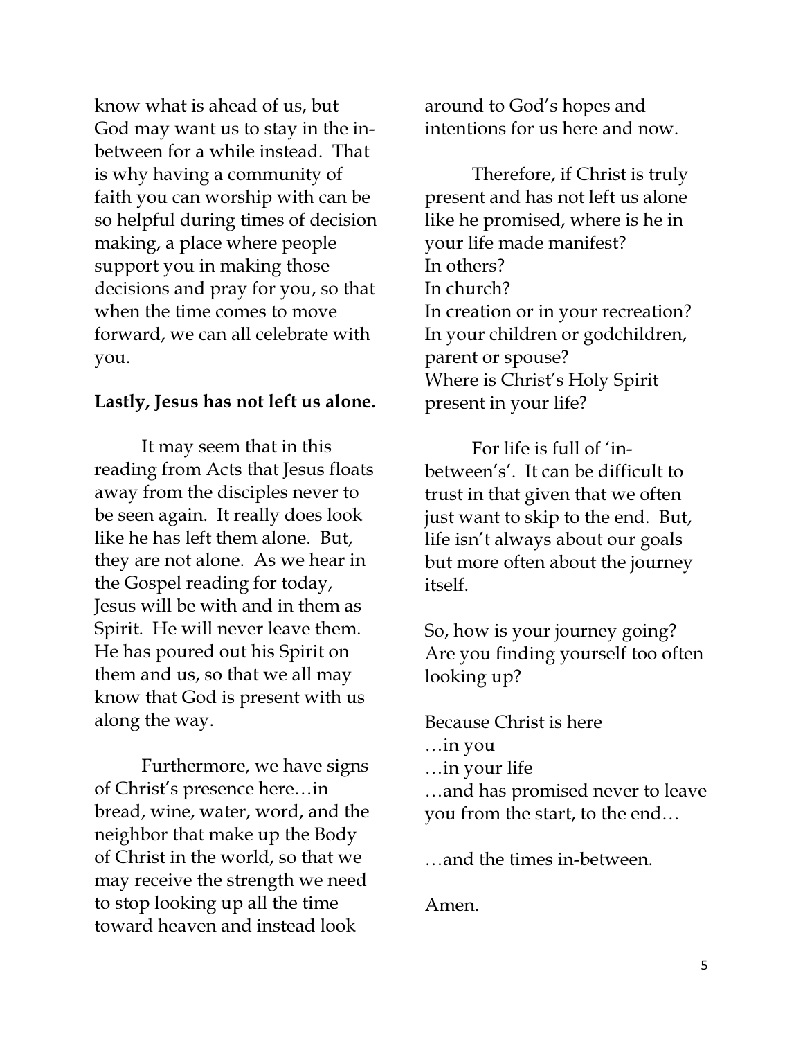know what is ahead of us, but God may want us to stay in the in-between for a while instead. That is why having a community of faith you can worship with can be so helpful during times of decision making, a place where people support you in making those decisions and pray for you, so that when the time comes to move forward, we can all celebrate with you.

**Lastly, Jesus has not left us alone.**

It may seem that in this reading from Acts that Jesus floats away from the disciples never to be seen again. It really does look like he has left them alone. But, they are not alone. As we hear in the Gospel reading for today, Jesus will be with and in them as Spirit. He will never leave them. He has poured out his Spirit on them and us, so that we all may know that God is present with us along the way.

Furthermore, we have signs of Christ's presence here…in bread, wine, water, word, and the neighbor that make up the Body of Christ in the world, so that we may receive the strength we need to stop looking up all the time toward heaven and instead look around to God's hopes and intentions for us here and now.

Therefore, if Christ is truly present and has not left us alone like he promised, where is he in your life made manifest?
In others?
In church?
In creation or in your recreation?
In your children or godchildren, parent or spouse?
Where is Christ's Holy Spirit present in your life?

For life is full of 'in-between's'. It can be difficult to trust in that given that we often just want to skip to the end. But, life isn't always about our goals but more often about the journey itself.

So, how is your journey going?
Are you finding yourself too often looking up?

Because Christ is here
…in you
…in your life
…and has promised never to leave you from the start, to the end…

…and the times in-between.

Amen.